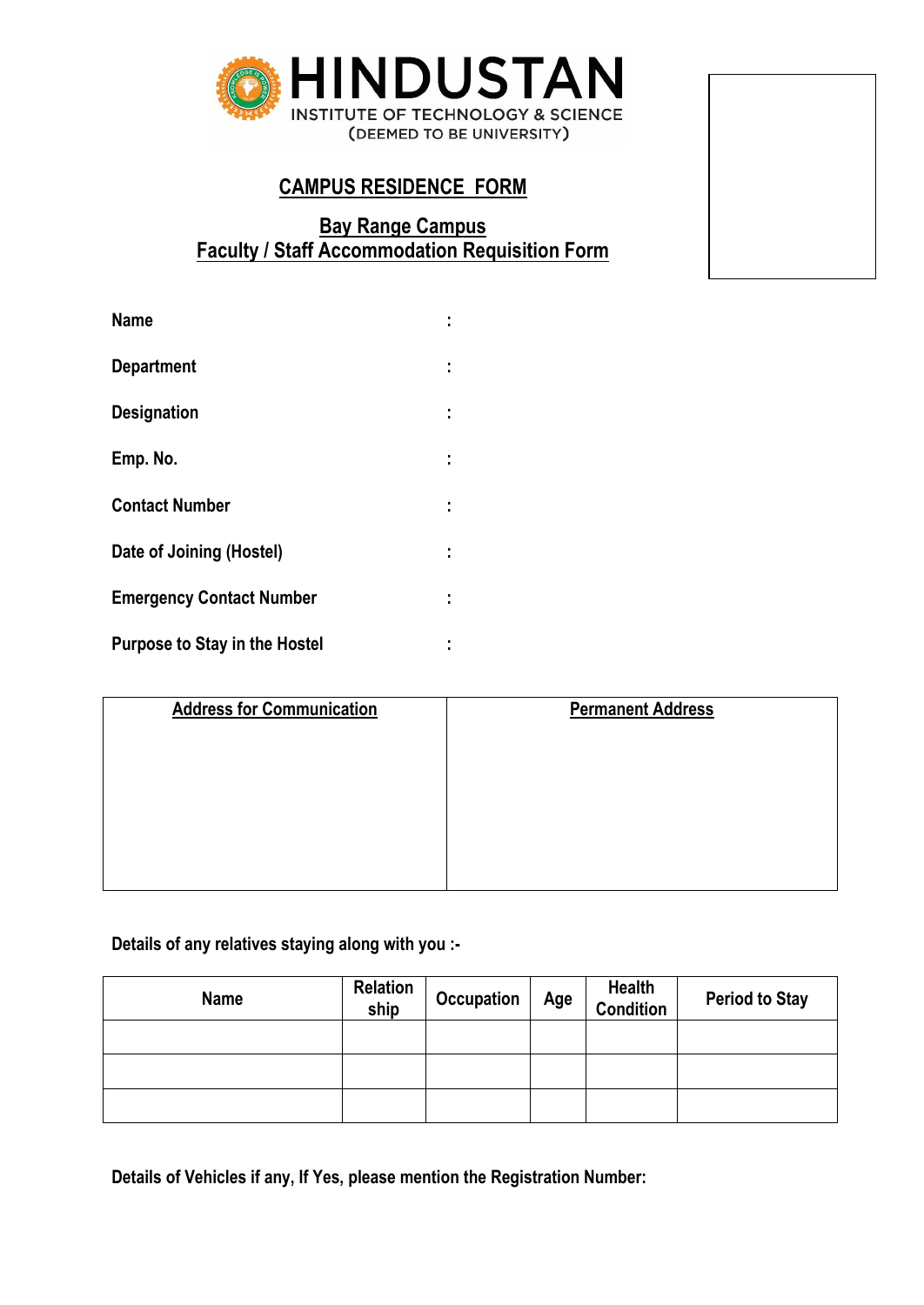**HINDUSTAN**
INSTITUTE OF TECHNOLOGY & SCIENCE
(DEEMED TO BE UNIVERSITY)

# CAMPUS RESIDENCE FORM

## Bay Range Campus
## Faculty / Staff Accommodation Requisition Form

**Name** :

**Department** :

**Designation** :

**Emp. No.** :

**Contact Number** :

**Date of Joining (Hostel)** :

**Emergency Contact Number** :

**Purpose to Stay in the Hostel** :

| Address for Communication | Permanent Address |
|---|---|
| | |

**Details of any relatives staying along with you :-**

| Name | Relation ship | Occupation | Age | Health Condition | Period to Stay |
|---|---|---|---|---|---|
| | | | | | |
| | | | | | |
| | | | | | |

**Details of Vehicles if any, If Yes, please mention the Registration Number:**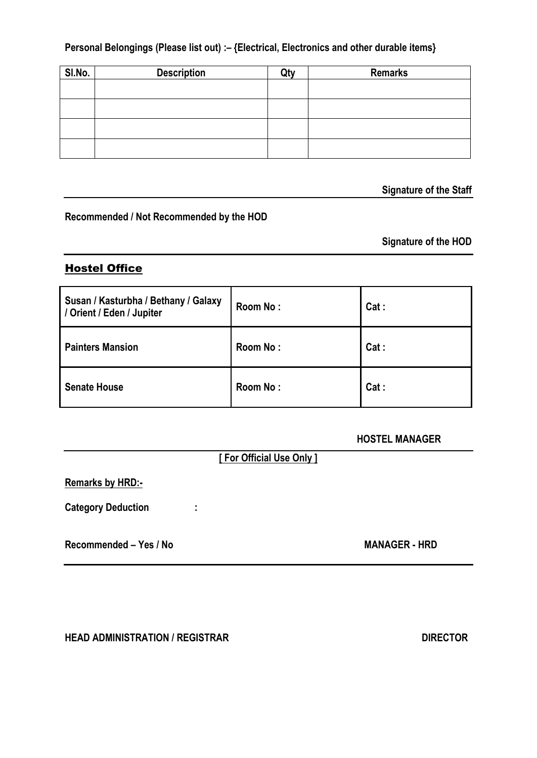**Personal Belongings (Please list out) :– {Electrical, Electronics and other durable items}**

| Sl.No. | Description | Qty | Remarks |
|---|---|---|---|
| | | | |
| | | | |
| | | | |
| | | | |

**Signature of the Staff**

---

**Recommended / Not Recommended by the HOD**

**Signature of the HOD**

---

## Hostel Office

| Susan / Kasturbha / Bethany / Galaxy / Orient / Eden / Jupiter | Room No : | Cat : |
|---|---|---|
| **Painters Mansion** | **Room No :** | **Cat :** |
| **Senate House** | **Room No :** | **Cat :** |

**HOSTEL MANAGER**

---

**[ For Official Use Only ]**

**Remarks by HRD:-**

**Category Deduction :**

**Recommended – Yes / No** **MANAGER - HRD**

---

**HEAD ADMINISTRATION / REGISTRAR** **DIRECTOR**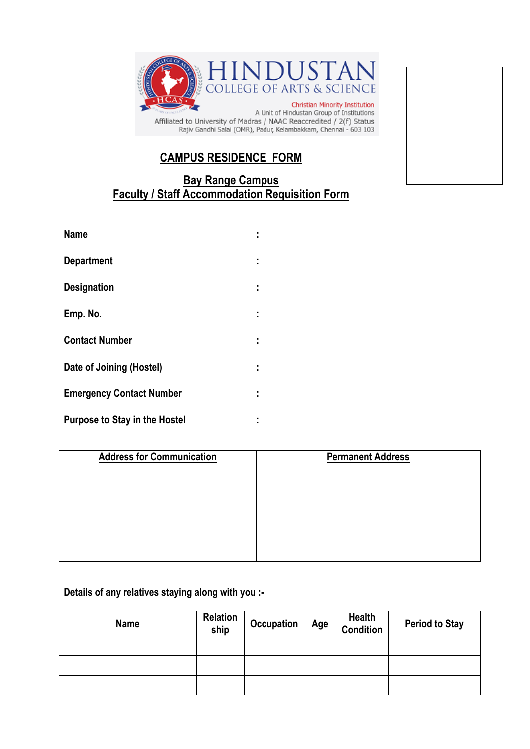# HINDUSTAN
## COLLEGE OF ARTS & SCIENCE

Christian Minority Institution
A Unit of Hindustan Group of Institutions
Affiliated to University of Madras / NAAC Reaccredited / 2(f) Status
Rajiv Gandhi Salai (OMR), Padur, Kelambakkam, Chennai - 603 103

## CAMPUS RESIDENCE FORM

### Bay Range Campus
### Faculty / Staff Accommodation Requisition Form

**Name** :

**Department** :

**Designation** :

**Emp. No.** :

**Contact Number** :

**Date of Joining (Hostel)** :

**Emergency Contact Number** :

**Purpose to Stay in the Hostel** :

| Address for Communication | Permanent Address |
|---|---|
| | |

**Details of any relatives staying along with you :-**

| Name | Relation ship | Occupation | Age | Health Condition | Period to Stay |
|---|---|---|---|---|---|
| | | | | | |
| | | | | | |
| | | | | | |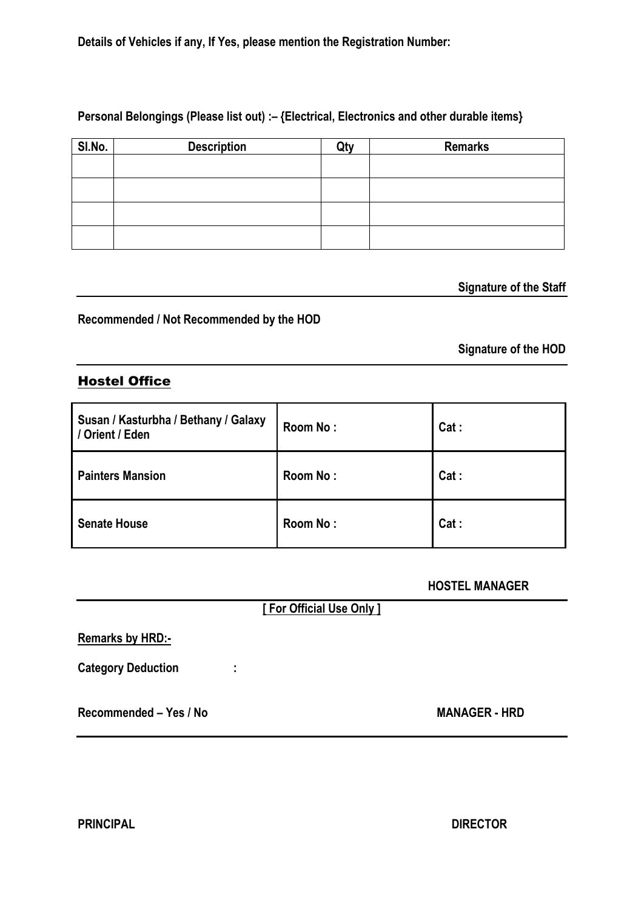**Details of Vehicles if any, If Yes, please mention the Registration Number:**

**Personal Belongings (Please list out) :– {Electrical, Electronics and other durable items}**

| Sl.No. | Description | Qty | Remarks |
|---|---|---|---|
| | | | |
| | | | |
| | | | |
| | | | |

**Signature of the Staff**

**Recommended / Not Recommended by the HOD**

**Signature of the HOD**

## Hostel Office

| | | |
|---|---|---|
| **Susan / Kasturbha / Bethany / Galaxy / Orient / Eden** | **Room No :** | **Cat :** |
| **Painters Mansion** | **Room No :** | **Cat :** |
| **Senate House** | **Room No :** | **Cat :** |

**HOSTEL MANAGER**

**[ For Official Use Only ]**

**Remarks by HRD:-**

**Category Deduction :**

**Recommended – Yes / No** **MANAGER - HRD**

**PRINCIPAL** **DIRECTOR**